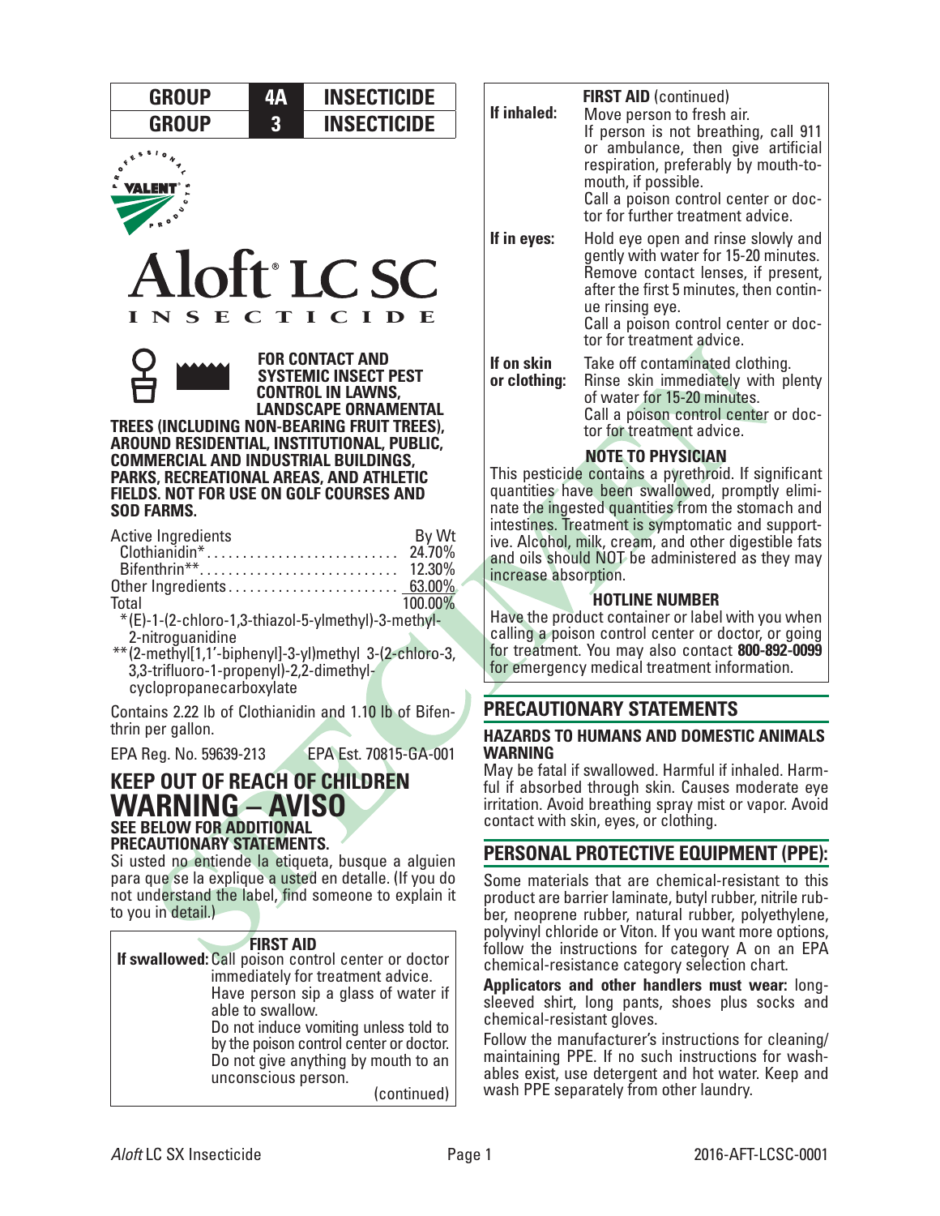| GROUP | 4A | INSECTICIDE |
| --- | --- | --- |
| GROUP | 3 | INSECTICIDE |

VALENT PROFESSIONAL PRODUCTS

# Aloft® LC SC

## INSECTICIDE

**FOR CONTACT AND SYSTEMIC INSECT PEST CONTROL IN LAWNS, LANDSCAPE ORNAMENTAL TREES (INCLUDING NON-BEARING FRUIT TREES), AROUND RESIDENTIAL, INSTITUTIONAL, PUBLIC, COMMERCIAL AND INDUSTRIAL BUILDINGS, PARKS, RECREATIONAL AREAS, AND ATHLETIC FIELDS. NOT FOR USE ON GOLF COURSES AND SOD FARMS.**

| Active Ingredients | By Wt |
| --- | --- |
| Clothianidin* | 24.70% |
| Bifenthrin** | 12.30% |
| Other Ingredients | 63.00% |
| Total | 100.00% |

*(E)-1-(2-chloro-1,3-thiazol-5-ylmethyl)-3-methyl-2-nitroguanidine

**(2-methyl[1,1'-biphenyl]-3-yl)methyl 3-(2-chloro-3,3,3-trifluoro-1-propenyl)-2,2-dimethyl-cyclopropanecarboxylate

Contains 2.22 lb of Clothianidin and 1.10 lb of Bifenthrin per gallon.

EPA Reg. No. 59639-213 EPA Est. 70815-GA-001

## KEEP OUT OF REACH OF CHILDREN

# WARNING – AVISO

**SEE BELOW FOR ADDITIONAL PRECAUTIONARY STATEMENTS.**

Si usted no entiende la etiqueta, busque a alguien para que se la explique a usted en detalle. (If you do not understand the label, find someone to explain it to you in detail.)

### FIRST AID

**If swallowed:** Call poison control center or doctor immediately for treatment advice. Have person sip a glass of water if able to swallow. Do not induce vomiting unless told to by the poison control center or doctor. Do not give anything by mouth to an unconscious person.

(continued)

### FIRST AID (continued)

**If inhaled:** Move person to fresh air. If person is not breathing, call 911 or ambulance, then give artificial respiration, preferably by mouth-to-mouth, if possible. Call a poison control center or doctor for further treatment advice.

**If in eyes:** Hold eye open and rinse slowly and gently with water for 15-20 minutes. Remove contact lenses, if present, after the first 5 minutes, then continue rinsing eye. Call a poison control center or doctor for treatment advice.

**If on skin or clothing:** Take off contaminated clothing. Rinse skin immediately with plenty of water for 15-20 minutes. Call a poison control center or doctor for treatment advice.

### NOTE TO PHYSICIAN

This pesticide contains a pyrethroid. If significant quantities have been swallowed, promptly eliminate the ingested quantities from the stomach and intestines. Treatment is symptomatic and supportive. Alcohol, milk, cream, and other digestible fats and oils should NOT be administered as they may increase absorption.

### HOTLINE NUMBER

Have the product container or label with you when calling a poison control center or doctor, or going for treatment. You may also contact **800-892-0099** for emergency medical treatment information.

## PRECAUTIONARY STATEMENTS

### HAZARDS TO HUMANS AND DOMESTIC ANIMALS

**WARNING**

May be fatal if swallowed. Harmful if inhaled. Harmful if absorbed through skin. Causes moderate eye irritation. Avoid breathing spray mist or vapor. Avoid contact with skin, eyes, or clothing.

## PERSONAL PROTECTIVE EQUIPMENT (PPE):

Some materials that are chemical-resistant to this product are barrier laminate, butyl rubber, nitrile rubber, neoprene rubber, natural rubber, polyethylene, polyvinyl chloride or Viton. If you want more options, follow the instructions for category A on an EPA chemical-resistance category selection chart.

**Applicators and other handlers must wear:** long-sleeved shirt, long pants, shoes plus socks and chemical-resistant gloves.

Follow the manufacturer's instructions for cleaning/maintaining PPE. If no such instructions for washables exist, use detergent and hot water. Keep and wash PPE separately from other laundry.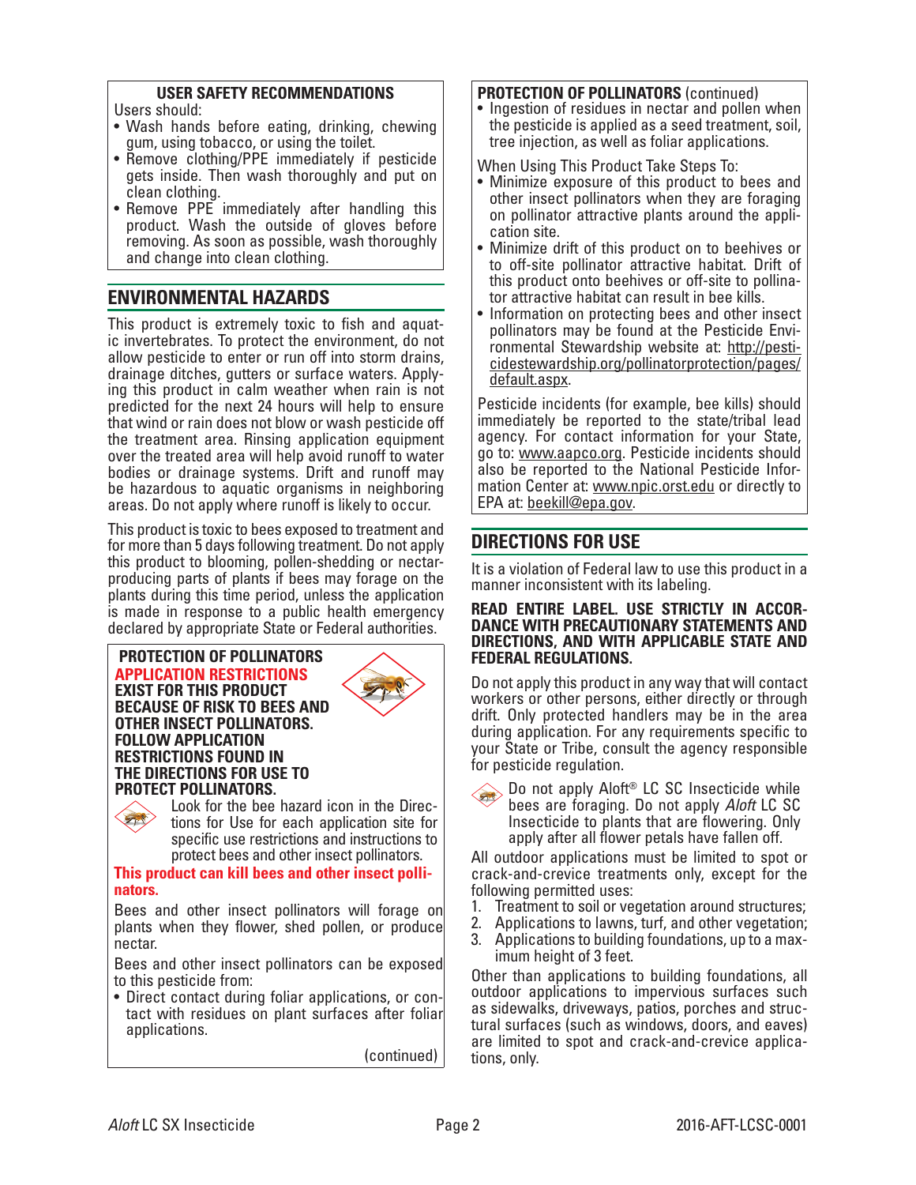**USER SAFETY RECOMMENDATIONS**

Users should:

- Wash hands before eating, drinking, chewing gum, using tobacco, or using the toilet.
- Remove clothing/PPE immediately if pesticide gets inside. Then wash thoroughly and put on clean clothing.
- Remove PPE immediately after handling this product. Wash the outside of gloves before removing. As soon as possible, wash thoroughly and change into clean clothing.

## ENVIRONMENTAL HAZARDS

This product is extremely toxic to fish and aquatic invertebrates. To protect the environment, do not allow pesticide to enter or run off into storm drains, drainage ditches, gutters or surface waters. Applying this product in calm weather when rain is not predicted for the next 24 hours will help to ensure that wind or rain does not blow or wash pesticide off the treatment area. Rinsing application equipment over the treated area will help avoid runoff to water bodies or drainage systems. Drift and runoff may be hazardous to aquatic organisms in neighboring areas. Do not apply where runoff is likely to occur.

This product is toxic to bees exposed to treatment and for more than 5 days following treatment. Do not apply this product to blooming, pollen-shedding or nectar-producing parts of plants if bees may forage on the plants during this time period, unless the application is made in response to a public health emergency declared by appropriate State or Federal authorities.

**PROTECTION OF POLLINATORS**

**APPLICATION RESTRICTIONS EXIST FOR THIS PRODUCT BECAUSE OF RISK TO BEES AND OTHER INSECT POLLINATORS. FOLLOW APPLICATION RESTRICTIONS FOUND IN THE DIRECTIONS FOR USE TO PROTECT POLLINATORS.**

Look for the bee hazard icon in the Directions for Use for each application site for specific use restrictions and instructions to protect bees and other insect pollinators.

**This product can kill bees and other insect pollinators.**

Bees and other insect pollinators will forage on plants when they flower, shed pollen, or produce nectar.

Bees and other insect pollinators can be exposed to this pesticide from:

- Direct contact during foliar applications, or contact with residues on plant surfaces after foliar applications.
- Ingestion of residues in nectar and pollen when the pesticide is applied as a seed treatment, soil, tree injection, as well as foliar applications.

When Using This Product Take Steps To:

- Minimize exposure of this product to bees and other insect pollinators when they are foraging on pollinator attractive plants around the application site.
- Minimize drift of this product on to beehives or to off-site pollinator attractive habitat. Drift of this product onto beehives or off-site to pollinator attractive habitat can result in bee kills.
- Information on protecting bees and other insect pollinators may be found at the Pesticide Environmental Stewardship website at: http://pesticidestewardship.org/pollinatorprotection/pages/default.aspx.

Pesticide incidents (for example, bee kills) should immediately be reported to the state/tribal lead agency. For contact information for your State, go to: www.aapco.org. Pesticide incidents should also be reported to the National Pesticide Information Center at: www.npic.orst.edu or directly to EPA at: beekill@epa.gov.

## DIRECTIONS FOR USE

It is a violation of Federal law to use this product in a manner inconsistent with its labeling.

**READ ENTIRE LABEL. USE STRICTLY IN ACCORDANCE WITH PRECAUTIONARY STATEMENTS AND DIRECTIONS, AND WITH APPLICABLE STATE AND FEDERAL REGULATIONS.**

Do not apply this product in any way that will contact workers or other persons, either directly or through drift. Only protected handlers may be in the area during application. For any requirements specific to your State or Tribe, consult the agency responsible for pesticide regulation.

Do not apply Aloft® LC SC Insecticide while bees are foraging. Do not apply *Aloft* LC SC Insecticide to plants that are flowering. Only apply after all flower petals have fallen off.

All outdoor applications must be limited to spot or crack-and-crevice treatments only, except for the following permitted uses:

1. Treatment to soil or vegetation around structures;
2. Applications to lawns, turf, and other vegetation;
3. Applications to building foundations, up to a maximum height of 3 feet.

Other than applications to building foundations, all outdoor applications to impervious surfaces such as sidewalks, driveways, patios, porches and structural surfaces (such as windows, doors, and eaves) are limited to spot and crack-and-crevice applications, only.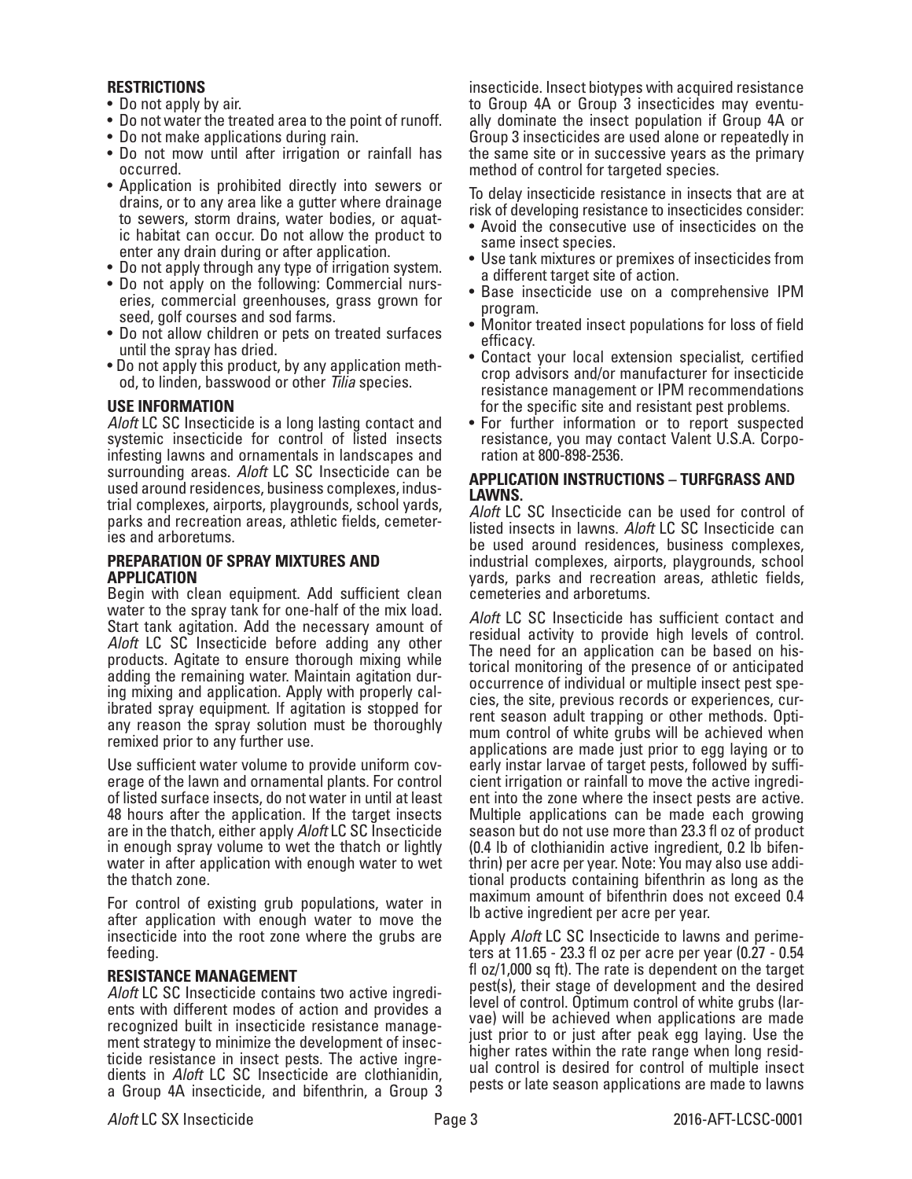### RESTRICTIONS

- Do not apply by air.
- Do not water the treated area to the point of runoff.
- Do not make applications during rain.
- Do not mow until after irrigation or rainfall has occurred.
- Application is prohibited directly into sewers or drains, or to any area like a gutter where drainage to sewers, storm drains, water bodies, or aquatic habitat can occur. Do not allow the product to enter any drain during or after application.
- Do not apply through any type of irrigation system.
- Do not apply on the following: Commercial nurseries, commercial greenhouses, grass grown for seed, golf courses and sod farms.
- Do not allow children or pets on treated surfaces until the spray has dried.
- Do not apply this product, by any application method, to linden, basswood or other *Tilia* species.

### USE INFORMATION

*Aloft* LC SC Insecticide is a long lasting contact and systemic insecticide for control of listed insects infesting lawns and ornamentals in landscapes and surrounding areas. *Aloft* LC SC Insecticide can be used around residences, business complexes, industrial complexes, airports, playgrounds, school yards, parks and recreation areas, athletic fields, cemeteries and arboretums.

### PREPARATION OF SPRAY MIXTURES AND APPLICATION

Begin with clean equipment. Add sufficient clean water to the spray tank for one-half of the mix load. Start tank agitation. Add the necessary amount of *Aloft* LC SC Insecticide before adding any other products. Agitate to ensure thorough mixing while adding the remaining water. Maintain agitation during mixing and application. Apply with properly calibrated spray equipment. If agitation is stopped for any reason the spray solution must be thoroughly remixed prior to any further use.

Use sufficient water volume to provide uniform coverage of the lawn and ornamental plants. For control of listed surface insects, do not water in until at least 48 hours after the application. If the target insects are in the thatch, either apply *Aloft* LC SC Insecticide in enough spray volume to wet the thatch or lightly water in after application with enough water to wet the thatch zone.

For control of existing grub populations, water in after application with enough water to move the insecticide into the root zone where the grubs are feeding.

### RESISTANCE MANAGEMENT

*Aloft* LC SC Insecticide contains two active ingredients with different modes of action and provides a recognized built in insecticide resistance management strategy to minimize the development of insecticide resistance in insect pests. The active ingredients in *Aloft* LC SC Insecticide are clothianidin, a Group 4A insecticide, and bifenthrin, a Group 3 insecticide. Insect biotypes with acquired resistance to Group 4A or Group 3 insecticides may eventually dominate the insect population if Group 4A or Group 3 insecticides are used alone or repeatedly in the same site or in successive years as the primary method of control for targeted species.

To delay insecticide resistance in insects that are at risk of developing resistance to insecticides consider:

- Avoid the consecutive use of insecticides on the same insect species.
- Use tank mixtures or premixes of insecticides from a different target site of action.
- Base insecticide use on a comprehensive IPM program.
- Monitor treated insect populations for loss of field efficacy.
- Contact your local extension specialist, certified crop advisors and/or manufacturer for insecticide resistance management or IPM recommendations for the specific site and resistant pest problems.
- For further information or to report suspected resistance, you may contact Valent U.S.A. Corporation at 800-898-2536.

### APPLICATION INSTRUCTIONS – TURFGRASS AND LAWNS.

*Aloft* LC SC Insecticide can be used for control of listed insects in lawns. *Aloft* LC SC Insecticide can be used around residences, business complexes, industrial complexes, airports, playgrounds, school yards, parks and recreation areas, athletic fields, cemeteries and arboretums.

*Aloft* LC SC Insecticide has sufficient contact and residual activity to provide high levels of control. The need for an application can be based on historical monitoring of the presence of or anticipated occurrence of individual or multiple insect pest species, the site, previous records or experiences, current season adult trapping or other methods. Optimum control of white grubs will be achieved when applications are made just prior to egg laying or to early instar larvae of target pests, followed by sufficient irrigation or rainfall to move the active ingredient into the zone where the insect pests are active. Multiple applications can be made each growing season but do not use more than 23.3 fl oz of product (0.4 lb of clothianidin active ingredient, 0.2 lb bifenthrin) per acre per year. Note: You may also use additional products containing bifenthrin as long as the maximum amount of bifenthrin does not exceed 0.4 lb active ingredient per acre per year.

Apply *Aloft* LC SC Insecticide to lawns and perimeters at 11.65 - 23.3 fl oz per acre per year (0.27 - 0.54 fl oz/1,000 sq ft). The rate is dependent on the target pest(s), their stage of development and the desired level of control. Optimum control of white grubs (larvae) will be achieved when applications are made just prior to or just after peak egg laying. Use the higher rates within the rate range when long residual control is desired for control of multiple insect pests or late season applications are made to lawns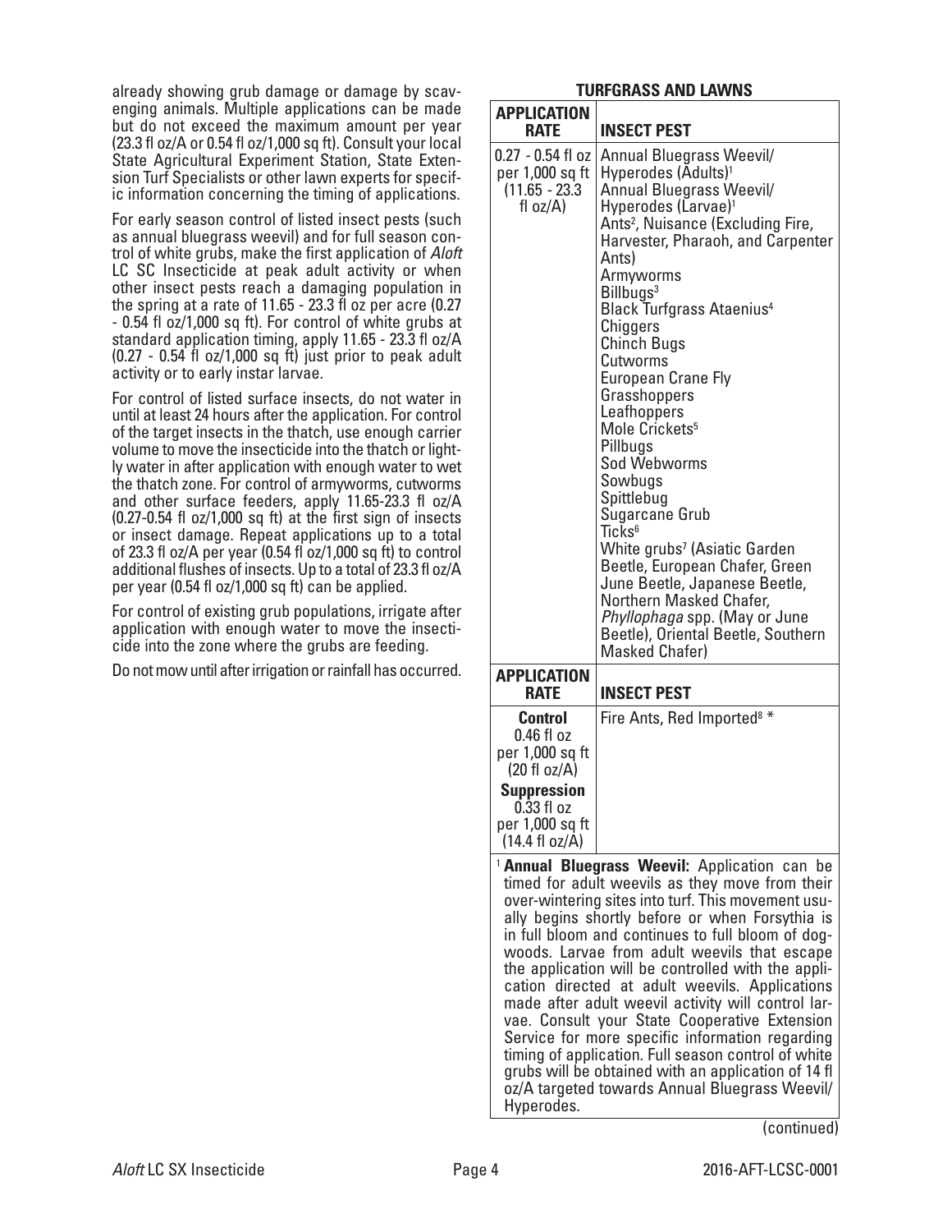already showing grub damage or damage by scavenging animals. Multiple applications can be made but do not exceed the maximum amount per year (23.3 fl oz/A or 0.54 fl oz/1,000 sq ft). Consult your local State Agricultural Experiment Station, State Extension Turf Specialists or other lawn experts for specific information concerning the timing of applications.

For early season control of listed insect pests (such as annual bluegrass weevil) and for full season control of white grubs, make the first application of *Aloft* LC SC Insecticide at peak adult activity or when other insect pests reach a damaging population in the spring at a rate of 11.65 - 23.3 fl oz per acre (0.27 - 0.54 fl oz/1,000 sq ft). For control of white grubs at standard application timing, apply 11.65 - 23.3 fl oz/A (0.27 - 0.54 fl oz/1,000 sq ft) just prior to peak adult activity or to early instar larvae.

For control of listed surface insects, do not water in until at least 24 hours after the application. For control of the target insects in the thatch, use enough carrier volume to move the insecticide into the thatch or lightly water in after application with enough water to wet the thatch zone. For control of armyworms, cutworms and other surface feeders, apply 11.65-23.3 fl oz/A (0.27-0.54 fl oz/1,000 sq ft) at the first sign of insects or insect damage. Repeat applications up to a total of 23.3 fl oz/A per year (0.54 fl oz/1,000 sq ft) to control additional flushes of insects. Up to a total of 23.3 fl oz/A per year (0.54 fl oz/1,000 sq ft) can be applied.

For control of existing grub populations, irrigate after application with enough water to move the insecticide into the zone where the grubs are feeding.

Do not mow until after irrigation or rainfall has occurred.

**TURFGRASS AND LAWNS**

| APPLICATION RATE | INSECT PEST |
|---|---|
| 0.27 - 0.54 fl oz per 1,000 sq ft (11.65 - 23.3 fl oz/A) | Annual Bluegrass Weevil/ Hyperodes (Adults)[1]<br>Annual Bluegrass Weevil/ Hyperodes (Larvae)[1]<br>Ants[2], Nuisance (Excluding Fire, Harvester, Pharaoh, and Carpenter Ants)<br>Armyworms<br>Billbugs[3]<br>Black Turfgrass Ataenius[4]<br>Chiggers<br>Chinch Bugs<br>Cutworms<br>European Crane Fly<br>Grasshoppers<br>Leafhoppers<br>Mole Crickets[5]<br>Pillbugs<br>Sod Webworms<br>Sowbugs<br>Spittlebug<br>Sugarcane Grub<br>Ticks[6]<br>White grubs[7] (Asiatic Garden Beetle, European Chafer, Green June Beetle, Japanese Beetle, Northern Masked Chafer, *Phyllophaga* spp. (May or June Beetle), Oriental Beetle, Southern Masked Chafer) |
| **APPLICATION RATE** | **INSECT PEST** |
| **Control**<br>0.46 fl oz per 1,000 sq ft (20 fl oz/A)<br>**Suppression**<br>0.33 fl oz per 1,000 sq ft (14.4 fl oz/A) | Fire Ants, Red Imported[8] * |

[1] **Annual Bluegrass Weevil:** Application can be timed for adult weevils as they move from their over-wintering sites into turf. This movement usually begins shortly before or when Forsythia is in full bloom and continues to full bloom of dogwoods. Larvae from adult weevils that escape the application will be controlled with the application directed at adult weevils. Applications made after adult weevil activity will control larvae. Consult your State Cooperative Extension Service for more specific information regarding timing of application. Full season control of white grubs will be obtained with an application of 14 fl oz/A targeted towards Annual Bluegrass Weevil/ Hyperodes.

(continued)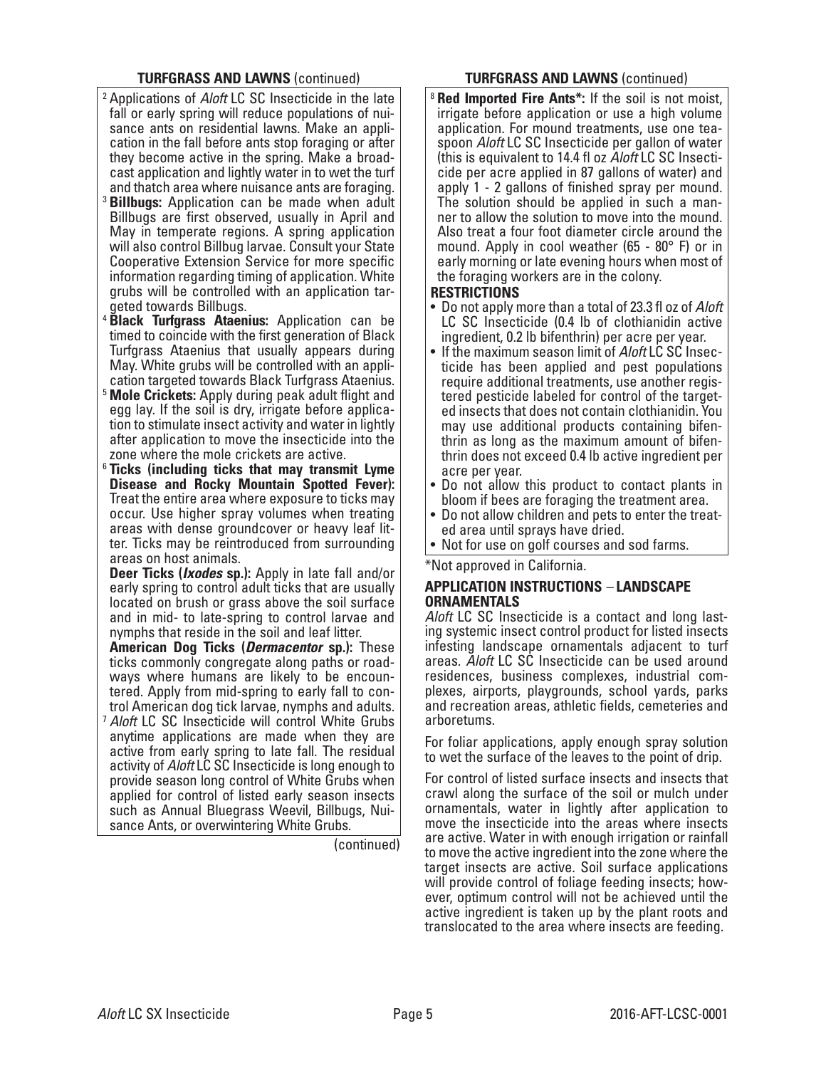**TURFGRASS AND LAWNS** (continued)

[2] Applications of *Aloft* LC SC Insecticide in the late fall or early spring will reduce populations of nuisance ants on residential lawns. Make an application in the fall before ants stop foraging or after they become active in the spring. Make a broadcast application and lightly water in to wet the turf and thatch area where nuisance ants are foraging.

[3] **Billbugs:** Application can be made when adult Billbugs are first observed, usually in April and May in temperate regions. A spring application will also control Billbug larvae. Consult your State Cooperative Extension Service for more specific information regarding timing of application. White grubs will be controlled with an application targeted towards Billbugs.

[4] **Black Turfgrass Ataenius:** Application can be timed to coincide with the first generation of Black Turfgrass Ataenius that usually appears during May. White grubs will be controlled with an application targeted towards Black Turfgrass Ataenius.

[5] **Mole Crickets:** Apply during peak adult flight and egg lay. If the soil is dry, irrigate before application to stimulate insect activity and water in lightly after application to move the insecticide into the zone where the mole crickets are active.

[6] **Ticks (including ticks that may transmit Lyme Disease and Rocky Mountain Spotted Fever):** Treat the entire area where exposure to ticks may occur. Use higher spray volumes when treating areas with dense groundcover or heavy leaf litter. Ticks may be reintroduced from surrounding areas on host animals.

**Deer Ticks (*Ixodes* sp.):** Apply in late fall and/or early spring to control adult ticks that are usually located on brush or grass above the soil surface and in mid- to late-spring to control larvae and nymphs that reside in the soil and leaf litter.

**American Dog Ticks (*Dermacentor* sp.):** These ticks commonly congregate along paths or roadways where humans are likely to be encountered. Apply from mid-spring to early fall to control American dog tick larvae, nymphs and adults.

[7] *Aloft* LC SC Insecticide will control White Grubs anytime applications are made when they are active from early spring to late fall. The residual activity of *Aloft* LC SC Insecticide is long enough to provide season long control of White Grubs when applied for control of listed early season insects such as Annual Bluegrass Weevil, Billbugs, Nuisance Ants, or overwintering White Grubs.

(continued)

**TURFGRASS AND LAWNS** (continued)

[8] **Red Imported Fire Ants*:** If the soil is not moist, irrigate before application or use a high volume application. For mound treatments, use one teaspoon *Aloft* LC SC Insecticide per gallon of water (this is equivalent to 14.4 fl oz *Aloft* LC SC Insecticide per acre applied in 87 gallons of water) and apply 1 - 2 gallons of finished spray per mound. The solution should be applied in such a manner to allow the solution to move into the mound. Also treat a four foot diameter circle around the mound. Apply in cool weather (65 - 80° F) or in early morning or late evening hours when most of the foraging workers are in the colony.

**RESTRICTIONS**

- Do not apply more than a total of 23.3 fl oz of *Aloft* LC SC Insecticide (0.4 lb of clothianidin active ingredient, 0.2 lb bifenthrin) per acre per year.
- If the maximum season limit of *Aloft* LC SC Insecticide has been applied and pest populations require additional treatments, use another registered pesticide labeled for control of the targeted insects that does not contain clothianidin. You may use additional products containing bifenthrin as long as the maximum amount of bifenthrin does not exceed 0.4 lb active ingredient per acre per year.
- Do not allow this product to contact plants in bloom if bees are foraging the treatment area.
- Do not allow children and pets to enter the treated area until sprays have dried.
- Not for use on golf courses and sod farms.

*Not approved in California.

## APPLICATION INSTRUCTIONS – LANDSCAPE ORNAMENTALS

*Aloft* LC SC Insecticide is a contact and long lasting systemic insect control product for listed insects infesting landscape ornamentals adjacent to turf areas. *Aloft* LC SC Insecticide can be used around residences, business complexes, industrial complexes, airports, playgrounds, school yards, parks and recreation areas, athletic fields, cemeteries and arboretums.

For foliar applications, apply enough spray solution to wet the surface of the leaves to the point of drip.

For control of listed surface insects and insects that crawl along the surface of the soil or mulch under ornamentals, water in lightly after application to move the insecticide into the areas where insects are active. Water in with enough irrigation or rainfall to move the active ingredient into the zone where the target insects are active. Soil surface applications will provide control of foliage feeding insects; however, optimum control will not be achieved until the active ingredient is taken up by the plant roots and translocated to the area where insects are feeding.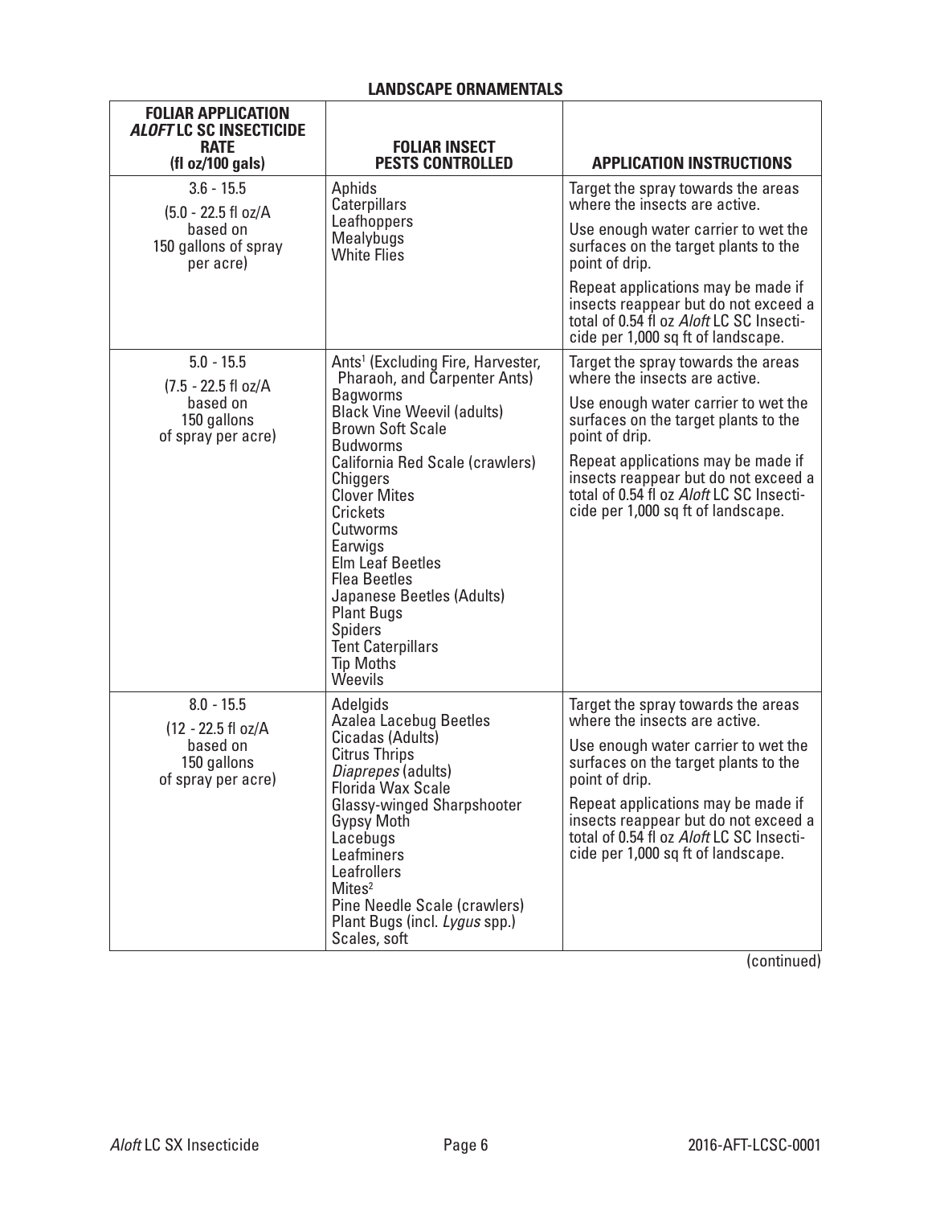## LANDSCAPE ORNAMENTALS

| FOLIAR APPLICATION *ALOFT* LC SC INSECTICIDE RATE (fl oz/100 gals) | FOLIAR INSECT PESTS CONTROLLED | APPLICATION INSTRUCTIONS |
|---|---|---|
| 3.6 - 15.5<br>(5.0 - 22.5 fl oz/A based on 150 gallons of spray per acre) | Aphids<br>Caterpillars<br>Leafhoppers<br>Mealybugs<br>White Flies | Target the spray towards the areas where the insects are active.<br>Use enough water carrier to wet the surfaces on the target plants to the point of drip.<br>Repeat applications may be made if insects reappear but do not exceed a total of 0.54 fl oz *Aloft* LC SC Insecticide per 1,000 sq ft of landscape. |
| 5.0 - 15.5<br>(7.5 - 22.5 fl oz/A based on 150 gallons of spray per acre) | Ants[1] (Excluding Fire, Harvester, Pharaoh, and Carpenter Ants)<br>Bagworms<br>Black Vine Weevil (adults)<br>Brown Soft Scale<br>Budworms<br>California Red Scale (crawlers)<br>Chiggers<br>Clover Mites<br>Crickets<br>Cutworms<br>Earwigs<br>Elm Leaf Beetles<br>Flea Beetles<br>Japanese Beetles (Adults)<br>Plant Bugs<br>Spiders<br>Tent Caterpillars<br>Tip Moths<br>Weevils | Target the spray towards the areas where the insects are active.<br>Use enough water carrier to wet the surfaces on the target plants to the point of drip.<br>Repeat applications may be made if insects reappear but do not exceed a total of 0.54 fl oz *Aloft* LC SC Insecticide per 1,000 sq ft of landscape. |
| 8.0 - 15.5<br>(12 - 22.5 fl oz/A based on 150 gallons of spray per acre) | Adelgids<br>Azalea Lacebug Beetles<br>Cicadas (Adults)<br>Citrus Thrips<br>*Diaprepes* (adults)<br>Florida Wax Scale<br>Glassy-winged Sharpshooter<br>Gypsy Moth<br>Lacebugs<br>Leafminers<br>Leafrollers<br>Mites[2]<br>Pine Needle Scale (crawlers)<br>Plant Bugs (incl. *Lygus* spp.)<br>Scales, soft | Target the spray towards the areas where the insects are active.<br>Use enough water carrier to wet the surfaces on the target plants to the point of drip.<br>Repeat applications may be made if insects reappear but do not exceed a total of 0.54 fl oz *Aloft* LC SC Insecticide per 1,000 sq ft of landscape. |

(continued)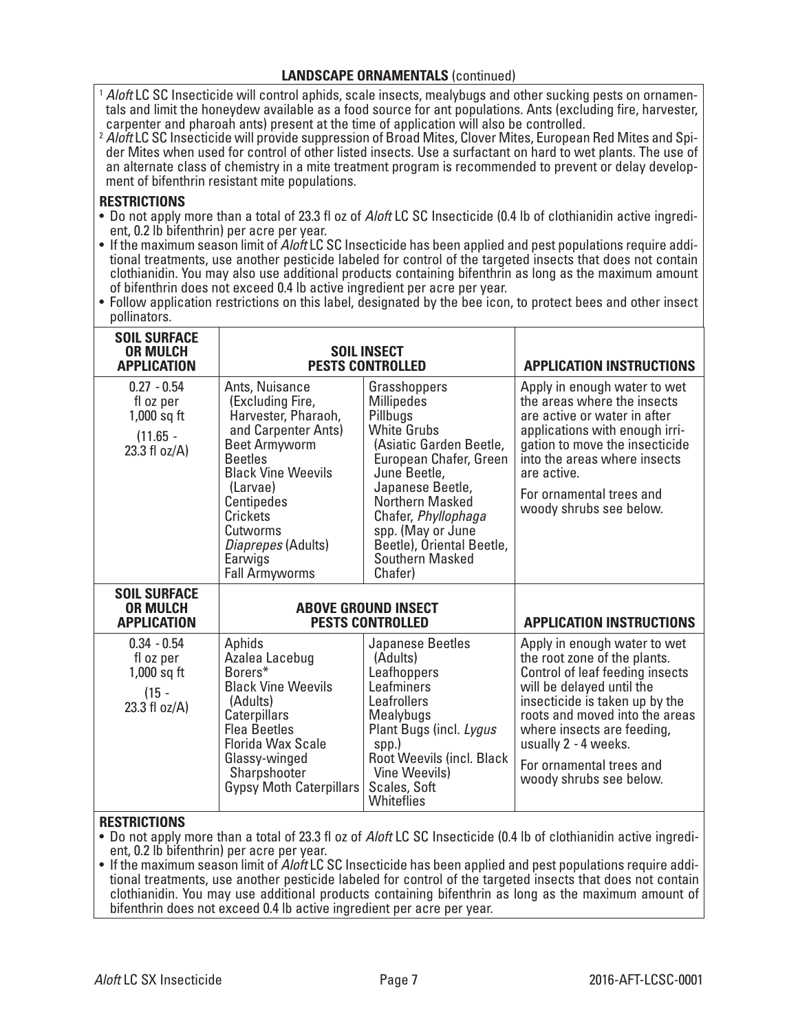## LANDSCAPE ORNAMENTALS (continued)

[1] *Aloft* LC SC Insecticide will control aphids, scale insects, mealybugs and other sucking pests on ornamentals and limit the honeydew available as a food source for ant populations. Ants (excluding fire, harvester, carpenter and pharoah ants) present at the time of application will also be controlled.

[2] *Aloft* LC SC Insecticide will provide suppression of Broad Mites, Clover Mites, European Red Mites and Spider Mites when used for control of other listed insects. Use a surfactant on hard to wet plants. The use of an alternate class of chemistry in a mite treatment program is recommended to prevent or delay development of bifenthrin resistant mite populations.

**RESTRICTIONS**

- Do not apply more than a total of 23.3 fl oz of *Aloft* LC SC Insecticide (0.4 lb of clothianidin active ingredient, 0.2 lb bifenthrin) per acre per year.
- If the maximum season limit of *Aloft* LC SC Insecticide has been applied and pest populations require additional treatments, use another pesticide labeled for control of the targeted insects that does not contain clothianidin. You may also use additional products containing bifenthrin as long as the maximum amount of bifenthrin does not exceed 0.4 lb active ingredient per acre per year.
- Follow application restrictions on this label, designated by the bee icon, to protect bees and other insect pollinators.

| SOIL SURFACE OR MULCH APPLICATION | SOIL INSECT PESTS CONTROLLED | | APPLICATION INSTRUCTIONS |
|---|---|---|---|
| 0.27 - 0.54 fl oz per 1,000 sq ft (11.65 - 23.3 fl oz/A) | Ants, Nuisance (Excluding Fire, Harvester, Pharaoh, and Carpenter Ants)<br>Beet Armyworm<br>Beetles<br>Black Vine Weevils (Larvae)<br>Centipedes<br>Crickets<br>Cutworms<br>*Diaprepes* (Adults)<br>Earwigs<br>Fall Armyworms | Grasshoppers<br>Millipedes<br>Pillbugs<br>White Grubs (Asiatic Garden Beetle, European Chafer, Green June Beetle, Japanese Beetle, Northern Masked Chafer, *Phyllophaga* spp. (May or June Beetle), Oriental Beetle, Southern Masked Chafer) | Apply in enough water to wet the areas where the insects are active or water in after applications with enough irrigation to move the insecticide into the areas where insects are active.<br>For ornamental trees and woody shrubs see below. |
| **SOIL SURFACE OR MULCH APPLICATION** | **ABOVE GROUND INSECT PESTS CONTROLLED** | | **APPLICATION INSTRUCTIONS** |
| 0.34 - 0.54 fl oz per 1,000 sq ft (15 - 23.3 fl oz/A) | Aphids<br>Azalea Lacebug<br>Borers*<br>Black Vine Weevils (Adults)<br>Caterpillars<br>Flea Beetles<br>Florida Wax Scale<br>Glassy-winged Sharpshooter<br>Gypsy Moth Caterpillars | Japanese Beetles (Adults)<br>Leafhoppers<br>Leafminers<br>Leafrollers<br>Mealybugs<br>Plant Bugs (incl. *Lygus* spp.)<br>Root Weevils (incl. Black Vine Weevils)<br>Scales, Soft<br>Whiteflies | Apply in enough water to wet the root zone of the plants. Control of leaf feeding insects will be delayed until the insecticide is taken up by the roots and moved into the areas where insects are feeding, usually 2 - 4 weeks.<br>For ornamental trees and woody shrubs see below. |

**RESTRICTIONS**

- Do not apply more than a total of 23.3 fl oz of *Aloft* LC SC Insecticide (0.4 lb of clothianidin active ingredient, 0.2 lb bifenthrin) per acre per year.
- If the maximum season limit of *Aloft* LC SC Insecticide has been applied and pest populations require additional treatments, use another pesticide labeled for control of the targeted insects that does not contain clothianidin. You may use additional products containing bifenthrin as long as the maximum amount of bifenthrin does not exceed 0.4 lb active ingredient per acre per year.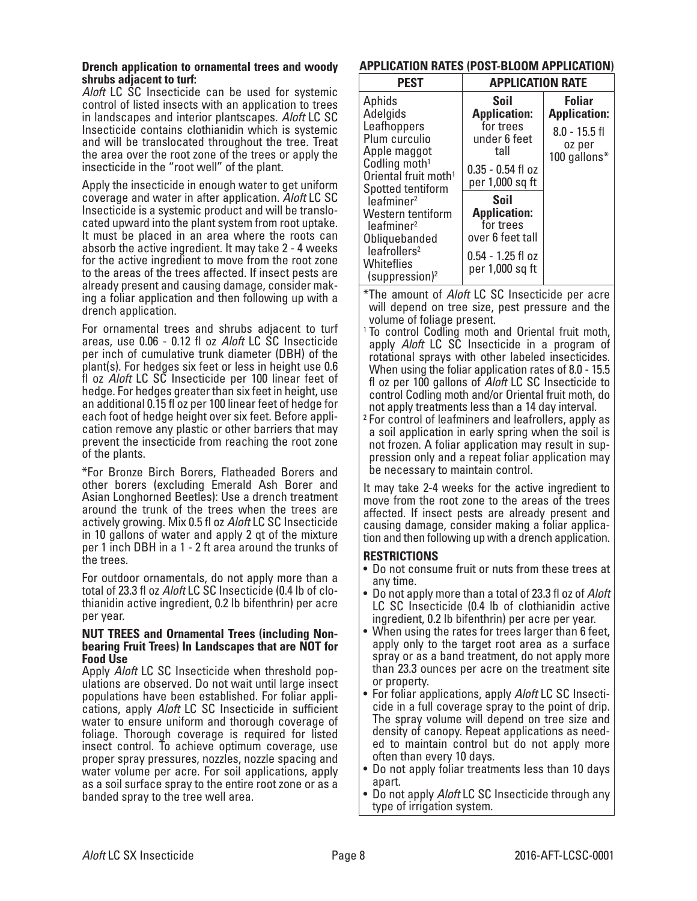**Drench application to ornamental trees and woody shrubs adjacent to turf:**

*Aloft* LC SC Insecticide can be used for systemic control of listed insects with an application to trees in landscapes and interior plantscapes. *Aloft* LC SC Insecticide contains clothianidin which is systemic and will be translocated throughout the tree. Treat the area over the root zone of the trees or apply the insecticide in the "root well" of the plant.

Apply the insecticide in enough water to get uniform coverage and water in after application. *Aloft* LC SC Insecticide is a systemic product and will be translocated upward into the plant system from root uptake. It must be placed in an area where the roots can absorb the active ingredient. It may take 2 - 4 weeks for the active ingredient to move from the root zone to the areas of the trees affected. If insect pests are already present and causing damage, consider making a foliar application and then following up with a drench application.

For ornamental trees and shrubs adjacent to turf areas, use 0.06 - 0.12 fl oz *Aloft* LC SC Insecticide per inch of cumulative trunk diameter (DBH) of the plant(s). For hedges six feet or less in height use 0.6 fl oz *Aloft* LC SC Insecticide per 100 linear feet of hedge. For hedges greater than six feet in height, use an additional 0.15 fl oz per 100 linear feet of hedge for each foot of hedge height over six feet. Before application remove any plastic or other barriers that may prevent the insecticide from reaching the root zone of the plants.

*For Bronze Birch Borers, Flatheaded Borers and other borers (excluding Emerald Ash Borer and Asian Longhorned Beetles): Use a drench treatment around the trunk of the trees when the trees are actively growing. Mix 0.5 fl oz *Aloft* LC SC Insecticide in 10 gallons of water and apply 2 qt of the mixture per 1 inch DBH in a 1 - 2 ft area around the trunks of the trees.

For outdoor ornamentals, do not apply more than a total of 23.3 fl oz *Aloft* LC SC Insecticide (0.4 lb of clothianidin active ingredient, 0.2 lb bifenthrin) per acre per year.

**NUT TREES and Ornamental Trees (including Non-bearing Fruit Trees) In Landscapes that are NOT for Food Use**

Apply *Aloft* LC SC Insecticide when threshold populations are observed. Do not wait until large insect populations have been established. For foliar applications, apply *Aloft* LC SC Insecticide in sufficient water to ensure uniform and thorough coverage of foliage. Thorough coverage is required for listed insect control. To achieve optimum coverage, use proper spray pressures, nozzles, nozzle spacing and water volume per acre. For soil applications, apply as a soil surface spray to the entire root zone or as a banded spray to the tree well area.

## APPLICATION RATES (POST-BLOOM APPLICATION)

| PEST | APPLICATION RATE | |
|---|---|---|
| Aphids<br>Adelgids<br>Leafhoppers<br>Plum curculio<br>Apple maggot<br>Codling moth[1]<br>Oriental fruit moth[1]<br>Spotted tentiform leafminer[2]<br>Western tentiform leafminer[2]<br>Obliquebanded leafrollers[2]<br>Whiteflies (suppression)[2] | **Soil Application:** for trees under 6 feet tall<br>0.35 - 0.54 fl oz per 1,000 sq ft<br><br>**Soil Application:** for trees over 6 feet tall<br>0.54 - 1.25 fl oz per 1,000 sq ft | **Foliar Application:**<br>8.0 - 15.5 fl oz per 100 gallons* |

*The amount of *Aloft* LC SC Insecticide per acre will depend on tree size, pest pressure and the volume of foliage present.

[1] To control Codling moth and Oriental fruit moth, apply *Aloft* LC SC Insecticide in a program of rotational sprays with other labeled insecticides. When using the foliar application rates of 8.0 - 15.5 fl oz per 100 gallons of *Aloft* LC SC Insecticide to control Codling moth and/or Oriental fruit moth, do not apply treatments less than a 14 day interval.

[2] For control of leafminers and leafrollers, apply as a soil application in early spring when the soil is not frozen. A foliar application may result in suppression only and a repeat foliar application may be necessary to maintain control.

It may take 2-4 weeks for the active ingredient to move from the root zone to the areas of the trees affected. If insect pests are already present and causing damage, consider making a foliar application and then following up with a drench application.

### RESTRICTIONS

- Do not consume fruit or nuts from these trees at any time.
- Do not apply more than a total of 23.3 fl oz of *Aloft* LC SC Insecticide (0.4 lb of clothianidin active ingredient, 0.2 lb bifenthrin) per acre per year.
- When using the rates for trees larger than 6 feet, apply only to the target root area as a surface spray or as a band treatment, do not apply more than 23.3 ounces per acre on the treatment site or property.
- For foliar applications, apply *Aloft* LC SC Insecticide in a full coverage spray to the point of drip. The spray volume will depend on tree size and density of canopy. Repeat applications as needed to maintain control but do not apply more often than every 10 days.
- Do not apply foliar treatments less than 10 days apart.
- Do not apply *Aloft* LC SC Insecticide through any type of irrigation system.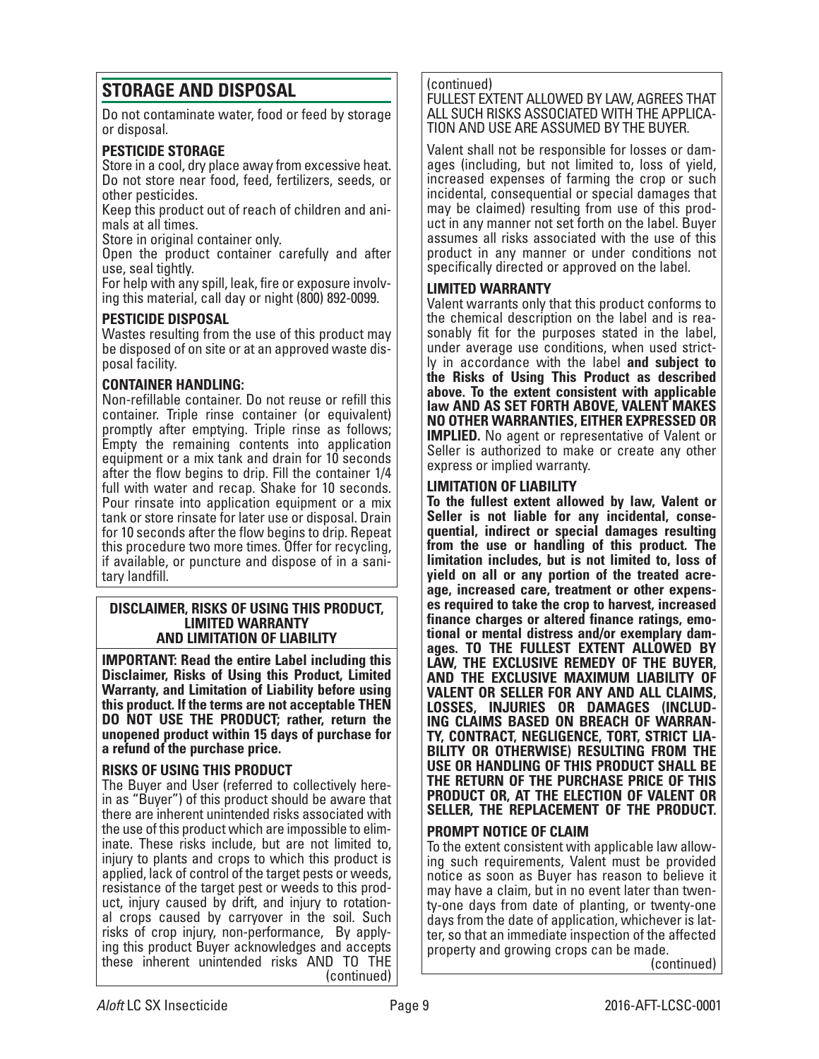## STORAGE AND DISPOSAL

Do not contaminate water, food or feed by storage or disposal.

**PESTICIDE STORAGE**

Store in a cool, dry place away from excessive heat. Do not store near food, feed, fertilizers, seeds, or other pesticides.

Keep this product out of reach of children and animals at all times.

Store in original container only.

Open the product container carefully and after use, seal tightly.

For help with any spill, leak, fire or exposure involving this material, call day or night (800) 892-0099.

**PESTICIDE DISPOSAL**

Wastes resulting from the use of this product may be disposed of on site or at an approved waste disposal facility.

**CONTAINER HANDLING:**

Non-refillable container. Do not reuse or refill this container. Triple rinse container (or equivalent) promptly after emptying. Triple rinse as follows; Empty the remaining contents into application equipment or a mix tank and drain for 10 seconds after the flow begins to drip. Fill the container 1/4 full with water and recap. Shake for 10 seconds. Pour rinsate into application equipment or a mix tank or store rinsate for later use or disposal. Drain for 10 seconds after the flow begins to drip. Repeat this procedure two more times. Offer for recycling, if available, or puncture and dispose of in a sanitary landfill.

**DISCLAIMER, RISKS OF USING THIS PRODUCT, LIMITED WARRANTY AND LIMITATION OF LIABILITY**

**IMPORTANT: Read the entire Label including this Disclaimer, Risks of Using this Product, Limited Warranty, and Limitation of Liability before using this product. If the terms are not acceptable THEN DO NOT USE THE PRODUCT; rather, return the unopened product within 15 days of purchase for a refund of the purchase price.**

**RISKS OF USING THIS PRODUCT**

The Buyer and User (referred to collectively herein as "Buyer") of this product should be aware that there are inherent unintended risks associated with the use of this product which are impossible to eliminate. These risks include, but are not limited to, injury to plants and crops to which this product is applied, lack of control of the target pests or weeds, resistance of the target pest or weeds to this product, injury caused by drift, and injury to rotational crops caused by carryover in the soil. Such risks of crop injury, non-performance, By applying this product Buyer acknowledges and accepts these inherent unintended risks AND TO THE FULLEST EXTENT ALLOWED BY LAW, AGREES THAT ALL SUCH RISKS ASSOCIATED WITH THE APPLICATION AND USE ARE ASSUMED BY THE BUYER.

Valent shall not be responsible for losses or damages (including, but not limited to, loss of yield, increased expenses of farming the crop or such incidental, consequential or special damages that may be claimed) resulting from use of this product in any manner not set forth on the label. Buyer assumes all risks associated with the use of this product in any manner or under conditions not specifically directed or approved on the label.

**LIMITED WARRANTY**

Valent warrants only that this product conforms to the chemical description on the label and is reasonably fit for the purposes stated in the label, under average use conditions, when used strictly in accordance with the label **and subject to the Risks of Using This Product as described above. To the extent consistent with applicable law AND AS SET FORTH ABOVE, VALENT MAKES NO OTHER WARRANTIES, EITHER EXPRESSED OR IMPLIED.** No agent or representative of Valent or Seller is authorized to make or create any other express or implied warranty.

**LIMITATION OF LIABILITY**

**To the fullest extent allowed by law, Valent or Seller is not liable for any incidental, consequential, indirect or special damages resulting from the use or handling of this product. The limitation includes, but is not limited to, loss of yield on all or any portion of the treated acreage, increased care, treatment or other expenses required to take the crop to harvest, increased finance charges or altered finance ratings, emotional or mental distress and/or exemplary damages. TO THE FULLEST EXTENT ALLOWED BY LAW, THE EXCLUSIVE REMEDY OF THE BUYER, AND THE EXCLUSIVE MAXIMUM LIABILITY OF VALENT OR SELLER FOR ANY AND ALL CLAIMS, LOSSES, INJURIES OR DAMAGES (INCLUDING CLAIMS BASED ON BREACH OF WARRANTY, CONTRACT, NEGLIGENCE, TORT, STRICT LIABILITY OR OTHERWISE) RESULTING FROM THE USE OR HANDLING OF THIS PRODUCT SHALL BE THE RETURN OF THE PURCHASE PRICE OF THIS PRODUCT OR, AT THE ELECTION OF VALENT OR SELLER, THE REPLACEMENT OF THE PRODUCT.**

**PROMPT NOTICE OF CLAIM**

To the extent consistent with applicable law allowing such requirements, Valent must be provided notice as soon as Buyer has reason to believe it may have a claim, but in no event later than twenty-one days from date of planting, or twenty-one days from the date of application, whichever is later, so that an immediate inspection of the affected property and growing crops can be made.

(continued)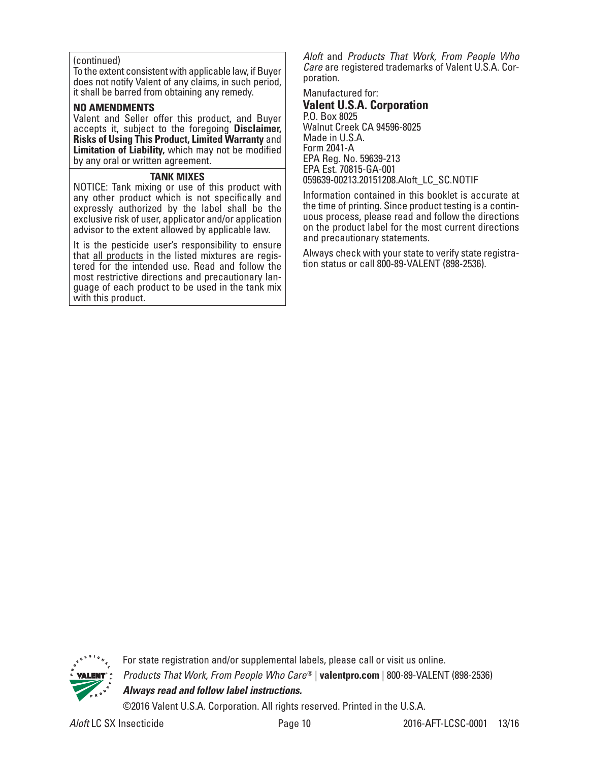(continued)

To the extent consistent with applicable law, if Buyer does not notify Valent of any claims, in such period, it shall be barred from obtaining any remedy.

**NO AMENDMENTS**

Valent and Seller offer this product, and Buyer accepts it, subject to the foregoing **Disclaimer, Risks of Using This Product, Limited Warranty** and **Limitation of Liability,** which may not be modified by any oral or written agreement.

**TANK MIXES**

NOTICE: Tank mixing or use of this product with any other product which is not specifically and expressly authorized by the label shall be the exclusive risk of user, applicator and/or application advisor to the extent allowed by applicable law.

It is the pesticide user's responsibility to ensure that all products in the listed mixtures are registered for the intended use. Read and follow the most restrictive directions and precautionary language of each product to be used in the tank mix with this product.

*Aloft* and *Products That Work, From People Who Care* are registered trademarks of Valent U.S.A. Corporation.

Manufactured for:

**Valent U.S.A. Corporation**
P.O. Box 8025
Walnut Creek CA 94596-8025
Made in U.S.A.
Form 2041-A
EPA Reg. No. 59639-213
EPA Est. 70815-GA-001
059639-00213.20151208.Aloft_LC_SC.NOTIF

Information contained in this booklet is accurate at the time of printing. Since product testing is a continuous process, please read and follow the directions on the product label for the most current directions and precautionary statements.

Always check with your state to verify state registration status or call 800-89-VALENT (898-2536).

For state registration and/or supplemental labels, please call or visit us online.

*Products That Work, From People Who Care®* | **valentpro.com** | 800-89-VALENT (898-2536)

***Always read and follow label instructions.***

©2016 Valent U.S.A. Corporation. All rights reserved. Printed in the U.S.A.